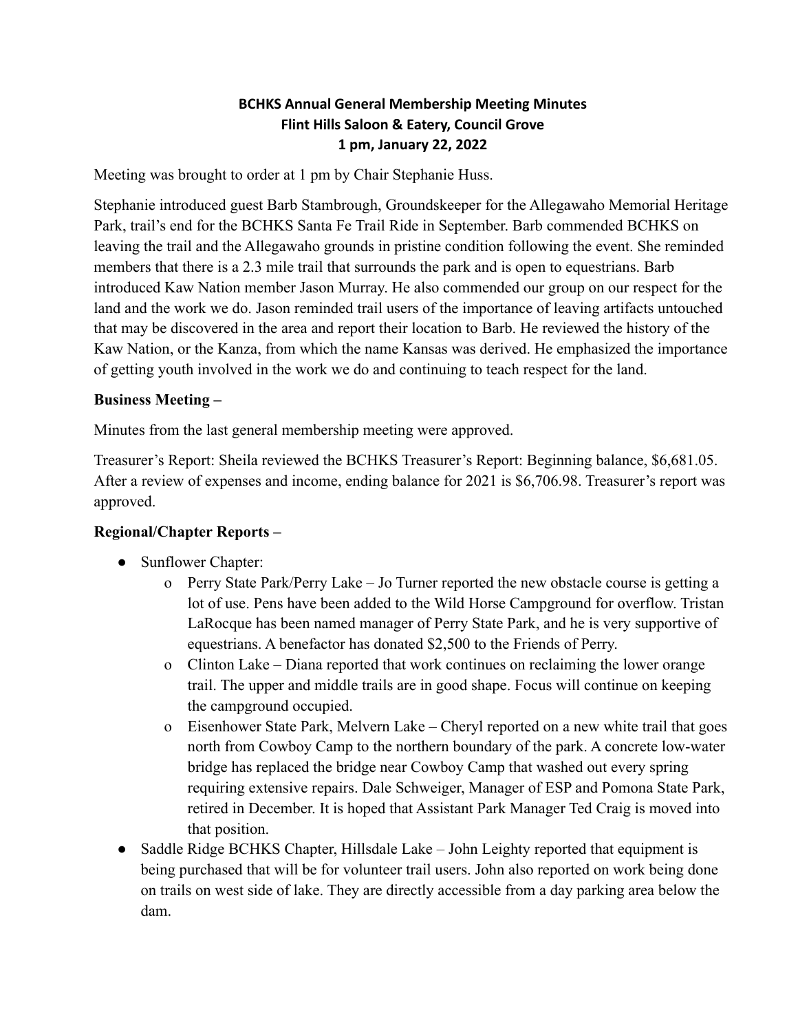# BCHKS Annual General Membership Meeting Minutes
## Flint Hills Saloon & Eatery, Council Grove
## 1 pm, January 22, 2022

Meeting was brought to order at 1 pm by Chair Stephanie Huss.

Stephanie introduced guest Barb Stambrough, Groundskeeper for the Allegawaho Memorial Heritage Park, trail's end for the BCHKS Santa Fe Trail Ride in September. Barb commended BCHKS on leaving the trail and the Allegawaho grounds in pristine condition following the event. She reminded members that there is a 2.3 mile trail that surrounds the park and is open to equestrians. Barb introduced Kaw Nation member Jason Murray. He also commended our group on our respect for the land and the work we do. Jason reminded trail users of the importance of leaving artifacts untouched that may be discovered in the area and report their location to Barb. He reviewed the history of the Kaw Nation, or the Kanza, from which the name Kansas was derived. He emphasized the importance of getting youth involved in the work we do and continuing to teach respect for the land.

**Business Meeting –**

Minutes from the last general membership meeting were approved.

Treasurer's Report: Sheila reviewed the BCHKS Treasurer's Report: Beginning balance, $6,681.05. After a review of expenses and income, ending balance for 2021 is $6,706.98. Treasurer's report was approved.

**Regional/Chapter Reports –**

- Sunflower Chapter:
  - Perry State Park/Perry Lake – Jo Turner reported the new obstacle course is getting a lot of use. Pens have been added to the Wild Horse Campground for overflow. Tristan LaRocque has been named manager of Perry State Park, and he is very supportive of equestrians. A benefactor has donated $2,500 to the Friends of Perry.
  - Clinton Lake – Diana reported that work continues on reclaiming the lower orange trail. The upper and middle trails are in good shape. Focus will continue on keeping the campground occupied.
  - Eisenhower State Park, Melvern Lake – Cheryl reported on a new white trail that goes north from Cowboy Camp to the northern boundary of the park. A concrete low-water bridge has replaced the bridge near Cowboy Camp that washed out every spring requiring extensive repairs. Dale Schweiger, Manager of ESP and Pomona State Park, retired in December. It is hoped that Assistant Park Manager Ted Craig is moved into that position.
- Saddle Ridge BCHKS Chapter, Hillsdale Lake – John Leighty reported that equipment is being purchased that will be for volunteer trail users. John also reported on work being done on trails on west side of lake. They are directly accessible from a day parking area below the dam.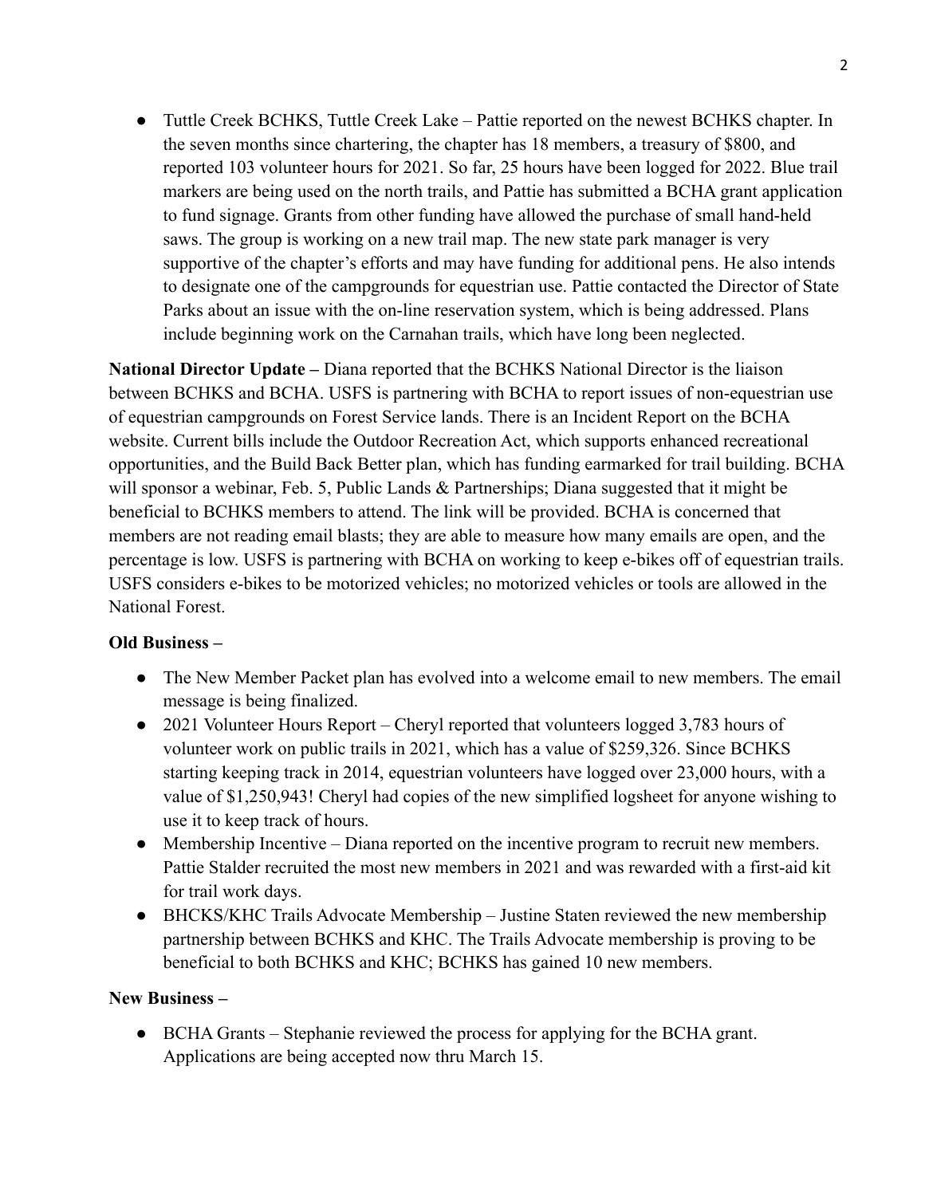- Tuttle Creek BCHKS, Tuttle Creek Lake – Pattie reported on the newest BCHKS chapter. In the seven months since chartering, the chapter has 18 members, a treasury of $800, and reported 103 volunteer hours for 2021. So far, 25 hours have been logged for 2022. Blue trail markers are being used on the north trails, and Pattie has submitted a BCHA grant application to fund signage. Grants from other funding have allowed the purchase of small hand-held saws. The group is working on a new trail map. The new state park manager is very supportive of the chapter's efforts and may have funding for additional pens. He also intends to designate one of the campgrounds for equestrian use. Pattie contacted the Director of State Parks about an issue with the on-line reservation system, which is being addressed. Plans include beginning work on the Carnahan trails, which have long been neglected.

**National Director Update –** Diana reported that the BCHKS National Director is the liaison between BCHKS and BCHA. USFS is partnering with BCHA to report issues of non-equestrian use of equestrian campgrounds on Forest Service lands. There is an Incident Report on the BCHA website. Current bills include the Outdoor Recreation Act, which supports enhanced recreational opportunities, and the Build Back Better plan, which has funding earmarked for trail building. BCHA will sponsor a webinar, Feb. 5, Public Lands & Partnerships; Diana suggested that it might be beneficial to BCHKS members to attend. The link will be provided. BCHA is concerned that members are not reading email blasts; they are able to measure how many emails are open, and the percentage is low. USFS is partnering with BCHA on working to keep e-bikes off of equestrian trails. USFS considers e-bikes to be motorized vehicles; no motorized vehicles or tools are allowed in the National Forest.

**Old Business –**

- The New Member Packet plan has evolved into a welcome email to new members. The email message is being finalized.
- 2021 Volunteer Hours Report – Cheryl reported that volunteers logged 3,783 hours of volunteer work on public trails in 2021, which has a value of $259,326. Since BCHKS starting keeping track in 2014, equestrian volunteers have logged over 23,000 hours, with a value of $1,250,943! Cheryl had copies of the new simplified logsheet for anyone wishing to use it to keep track of hours.
- Membership Incentive – Diana reported on the incentive program to recruit new members. Pattie Stalder recruited the most new members in 2021 and was rewarded with a first-aid kit for trail work days.
- BHCKS/KHC Trails Advocate Membership – Justine Staten reviewed the new membership partnership between BCHKS and KHC. The Trails Advocate membership is proving to be beneficial to both BCHKS and KHC; BCHKS has gained 10 new members.

**New Business –**

- BCHA Grants – Stephanie reviewed the process for applying for the BCHA grant. Applications are being accepted now thru March 15.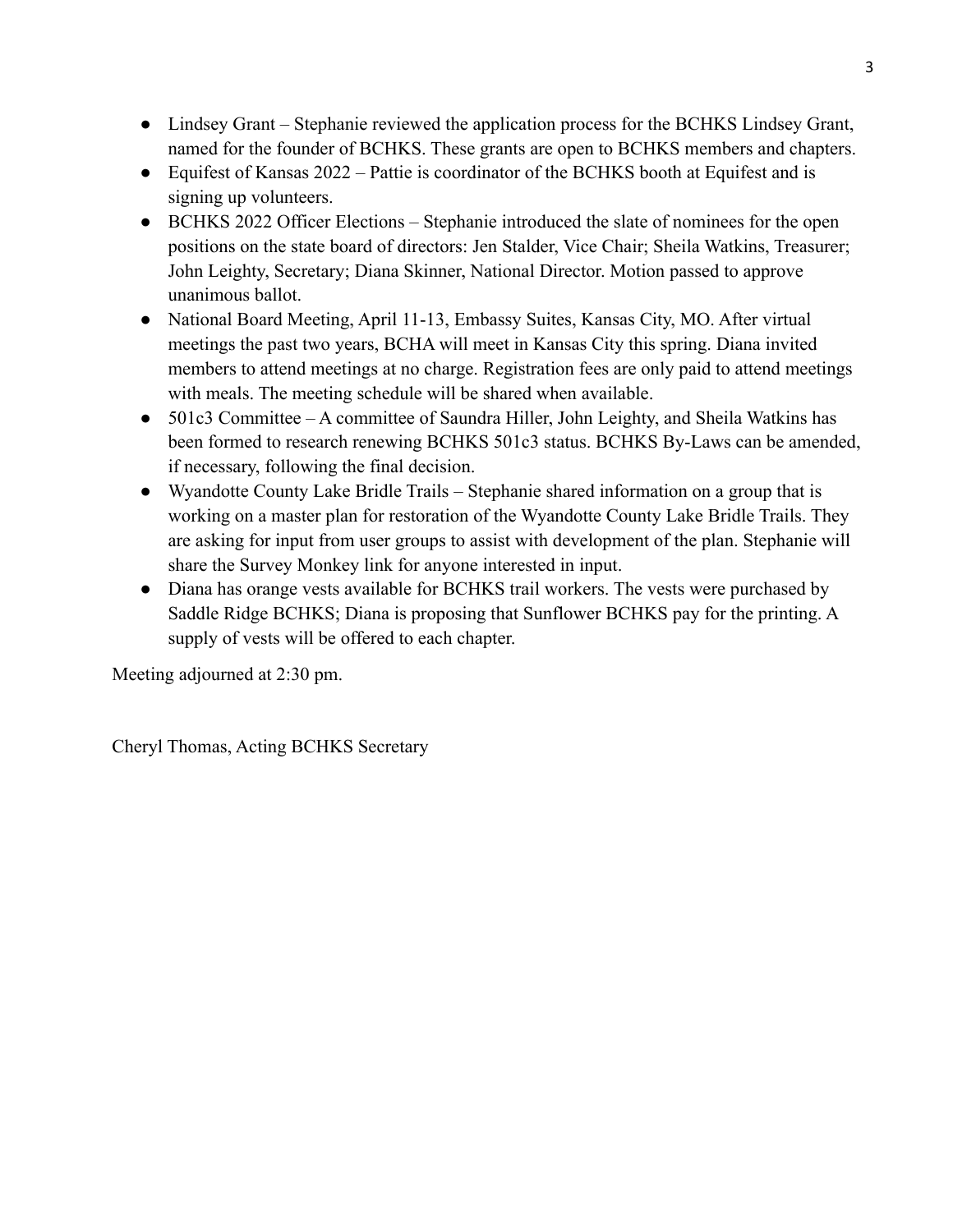- Lindsey Grant – Stephanie reviewed the application process for the BCHKS Lindsey Grant, named for the founder of BCHKS. These grants are open to BCHKS members and chapters.
- Equifest of Kansas 2022 – Pattie is coordinator of the BCHKS booth at Equifest and is signing up volunteers.
- BCHKS 2022 Officer Elections – Stephanie introduced the slate of nominees for the open positions on the state board of directors: Jen Stalder, Vice Chair; Sheila Watkins, Treasurer; John Leighty, Secretary; Diana Skinner, National Director. Motion passed to approve unanimous ballot.
- National Board Meeting, April 11-13, Embassy Suites, Kansas City, MO. After virtual meetings the past two years, BCHA will meet in Kansas City this spring. Diana invited members to attend meetings at no charge. Registration fees are only paid to attend meetings with meals. The meeting schedule will be shared when available.
- 501c3 Committee – A committee of Saundra Hiller, John Leighty, and Sheila Watkins has been formed to research renewing BCHKS 501c3 status. BCHKS By-Laws can be amended, if necessary, following the final decision.
- Wyandotte County Lake Bridle Trails – Stephanie shared information on a group that is working on a master plan for restoration of the Wyandotte County Lake Bridle Trails. They are asking for input from user groups to assist with development of the plan. Stephanie will share the Survey Monkey link for anyone interested in input.
- Diana has orange vests available for BCHKS trail workers. The vests were purchased by Saddle Ridge BCHKS; Diana is proposing that Sunflower BCHKS pay for the printing. A supply of vests will be offered to each chapter.

Meeting adjourned at 2:30 pm.

Cheryl Thomas, Acting BCHKS Secretary